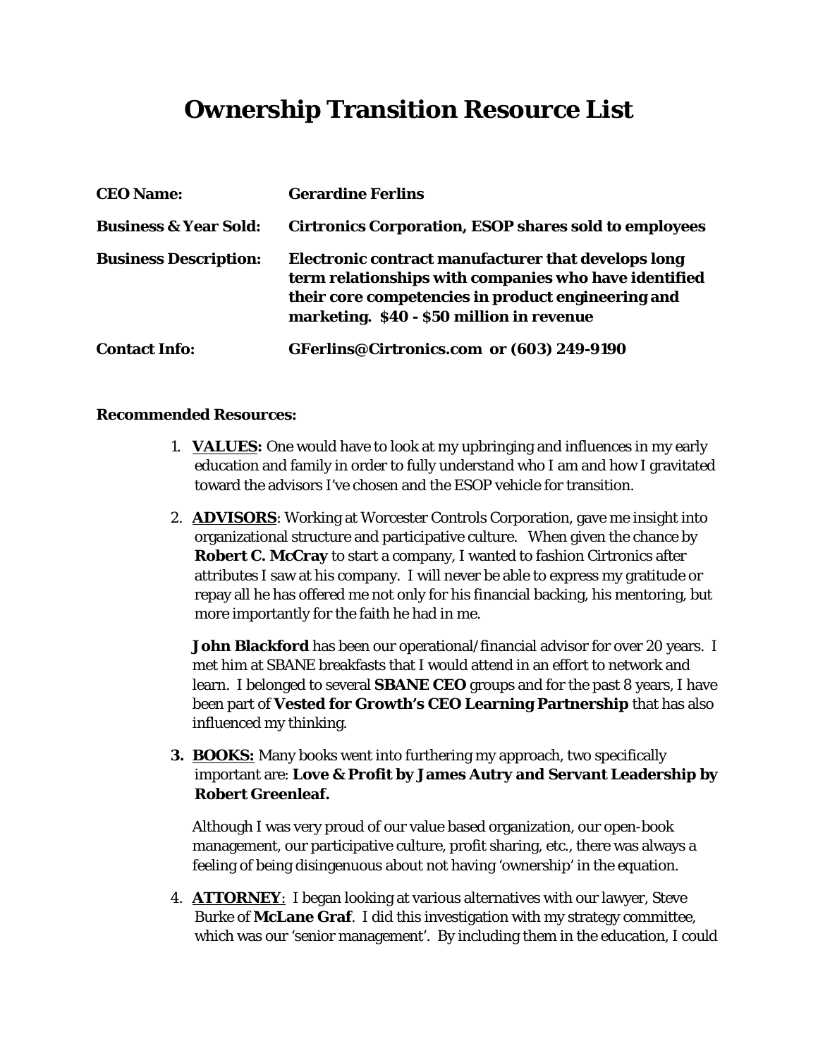# Ownership Transition Resource List

| | |
|---|---|
| **CEO Name:** | **Gerardine Ferlins** |
| **Business & Year Sold:** | **Cirtronics Corporation, ESOP shares sold to employees** |
| **Business Description:** | **Electronic contract manufacturer that develops long term relationships with companies who have identified their core competencies in product engineering and marketing. $40 - $50 million in revenue** |
| **Contact Info:** | **GFerlins@Cirtronics.com or (603) 249-9190** |

**Recommended Resources:**

1. **VALUES:** One would have to look at my upbringing and influences in my early education and family in order to fully understand who I am and how I gravitated toward the advisors I've chosen and the ESOP vehicle for transition.

2. **ADVISORS**: Working at Worcester Controls Corporation, gave me insight into organizational structure and participative culture. When given the chance by **Robert C. McCray** to start a company, I wanted to fashion Cirtronics after attributes I saw at his company. I will never be able to express my gratitude or repay all he has offered me not only for his financial backing, his mentoring, but more importantly for the faith he had in me.

   **John Blackford** has been our operational/financial advisor for over 20 years. I met him at SBANE breakfasts that I would attend in an effort to network and learn. I belonged to several **SBANE CEO** groups and for the past 8 years, I have been part of **Vested for Growth's CEO Learning Partnership** that has also influenced my thinking.

3. **BOOKS:** Many books went into furthering my approach, two specifically important are: **Love & Profit by James Autry and Servant Leadership by Robert Greenleaf.**

   Although I was very proud of our value based organization, our open-book management, our participative culture, profit sharing, etc., there was always a feeling of being disingenuous about not having 'ownership' in the equation.

4. **ATTORNEY**: I began looking at various alternatives with our lawyer, Steve Burke of **McLane Graf**. I did this investigation with my strategy committee, which was our 'senior management'. By including them in the education, I could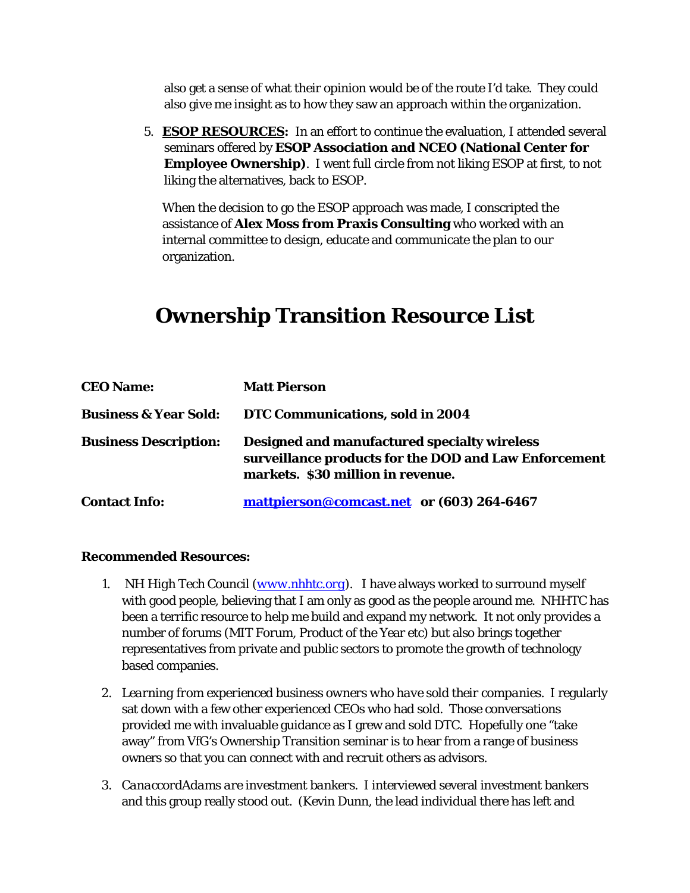also get a sense of what their opinion would be of the route I'd take. They could also give me insight as to how they saw an approach within the organization.

5. **ESOP RESOURCES:** In an effort to continue the evaluation, I attended several seminars offered by **ESOP Association and NCEO (National Center for Employee Ownership)**. I went full circle from not liking ESOP at first, to not liking the alternatives, back to ESOP.

   When the decision to go the ESOP approach was made, I conscripted the assistance of **Alex Moss from Praxis Consulting** who worked with an internal committee to design, educate and communicate the plan to our organization.

# Ownership Transition Resource List

| | |
|---|---|
| **CEO Name:** | **Matt Pierson** |
| **Business & Year Sold:** | **DTC Communications, sold in 2004** |
| **Business Description:** | **Designed and manufactured specialty wireless surveillance products for the DOD and Law Enforcement markets. $30 million in revenue.** |
| **Contact Info:** | **mattpierson@comcast.net or (603) 264-6467** |

**Recommended Resources:**

1. NH High Tech Council (www.nhhtc.org). I have always worked to surround myself with good people, believing that I am only as good as the people around me. NHHTC has been a terrific resource to help me build and expand my network. It not only provides a number of forums (MIT Forum, Product of the Year etc) but also brings together representatives from private and public sectors to promote the growth of technology based companies.

2. *Learning from experienced business owners who have sold their companies.* I regularly sat down with a few other experienced CEOs who had sold. Those conversations provided me with invaluable guidance as I grew and sold DTC. Hopefully one "take away" from VfG's Ownership Transition seminar is to hear from a range of business owners so that you can connect with and recruit others as advisors.

3. *CanaccordAdams are investment bankers.* I interviewed several investment bankers and this group really stood out. (Kevin Dunn, the lead individual there has left and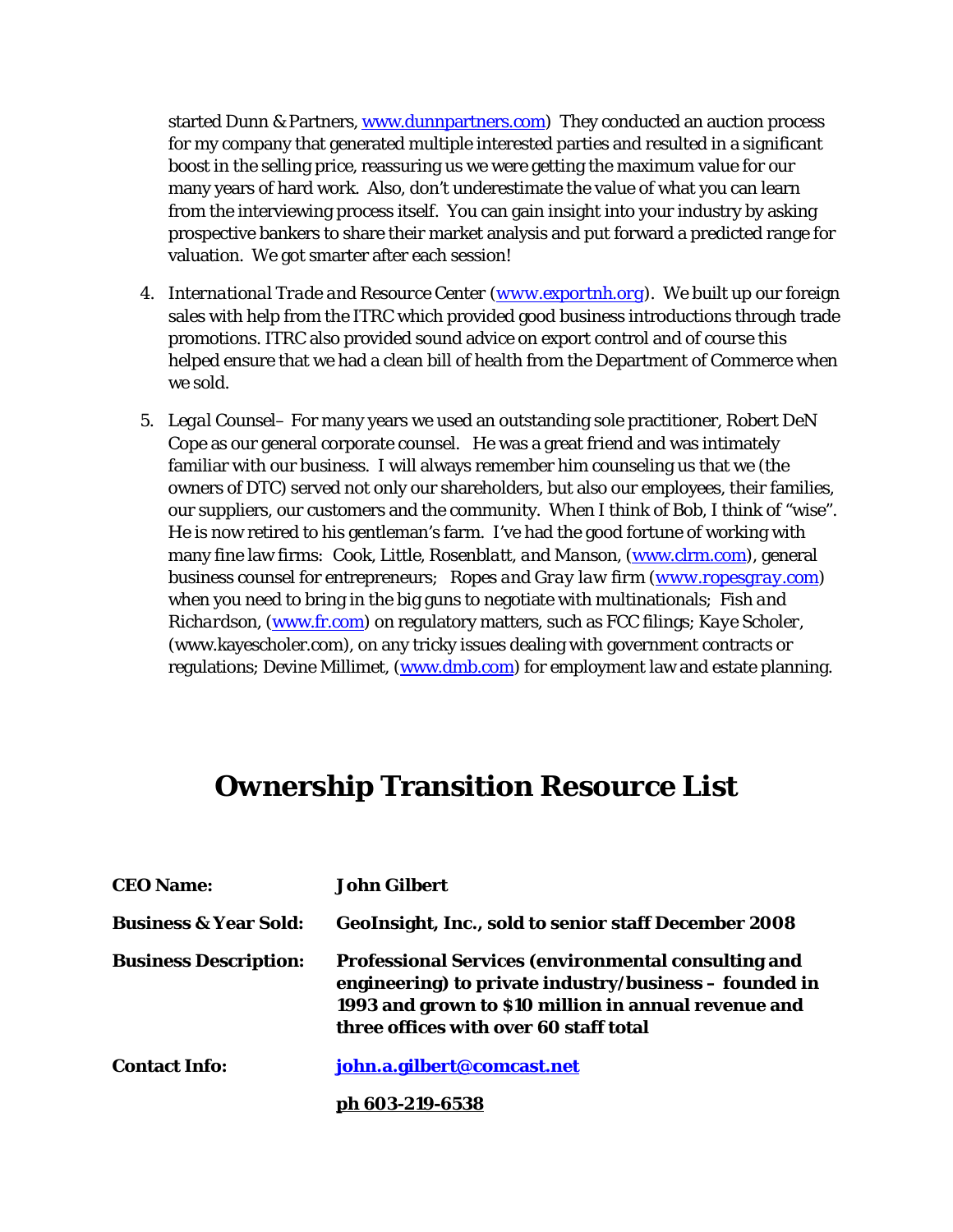started Dunn & Partners, www.dunnpartners.com) They conducted an auction process for my company that generated multiple interested parties and resulted in a significant boost in the selling price, reassuring us we were getting the maximum value for our many years of hard work. Also, don't underestimate the value of what you can learn from the interviewing process itself. You can gain insight into your industry by asking prospective bankers to share their market analysis and put forward a predicted range for valuation. We got smarter after each session!

4. *International Trade and Resource Center* (www.exportnh.org). We built up our foreign sales with help from the ITRC which provided good business introductions through trade promotions. ITRC also provided sound advice on export control and of course this helped ensure that we had a clean bill of health from the Department of Commerce when we sold.

5. *Legal Counsel*– For many years we used an outstanding sole practitioner, Robert DeN Cope as our general corporate counsel. He was a great friend and was intimately familiar with our business. I will always remember him counseling us that we (the owners of DTC) served not only our shareholders, but also our employees, their families, our suppliers, our customers and the community. When I think of Bob, I think of "wise". He is now retired to his gentleman's farm. I've had the good fortune of working with many fine law firms: *Cook, Little, Rosenblatt, and Manson*, (www.clrm.com), general business counsel for entrepreneurs; *Ropes and Gray law firm* (www.ropesgray.com) when you need to bring in the big guns to negotiate with multinationals; *Fish and Richardson*, (www.fr.com) on regulatory matters, such as FCC filings; *Kaye Scholer*, (www.kayescholer.com), on any tricky issues dealing with government contracts or regulations; Devine Millimet, (www.dmb.com) for employment law and estate planning.

# Ownership Transition Resource List

| | |
|---|---|
| **CEO Name:** | **John Gilbert** |
| **Business & Year Sold:** | **GeoInsight, Inc., sold to senior staff December 2008** |
| **Business Description:** | **Professional Services (environmental consulting and engineering) to private industry/business – founded in 1993 and grown to $10 million in annual revenue and three offices with over 60 staff total** |
| **Contact Info:** | **john.a.gilbert@comcast.net** |
| | **ph 603-219-6538** |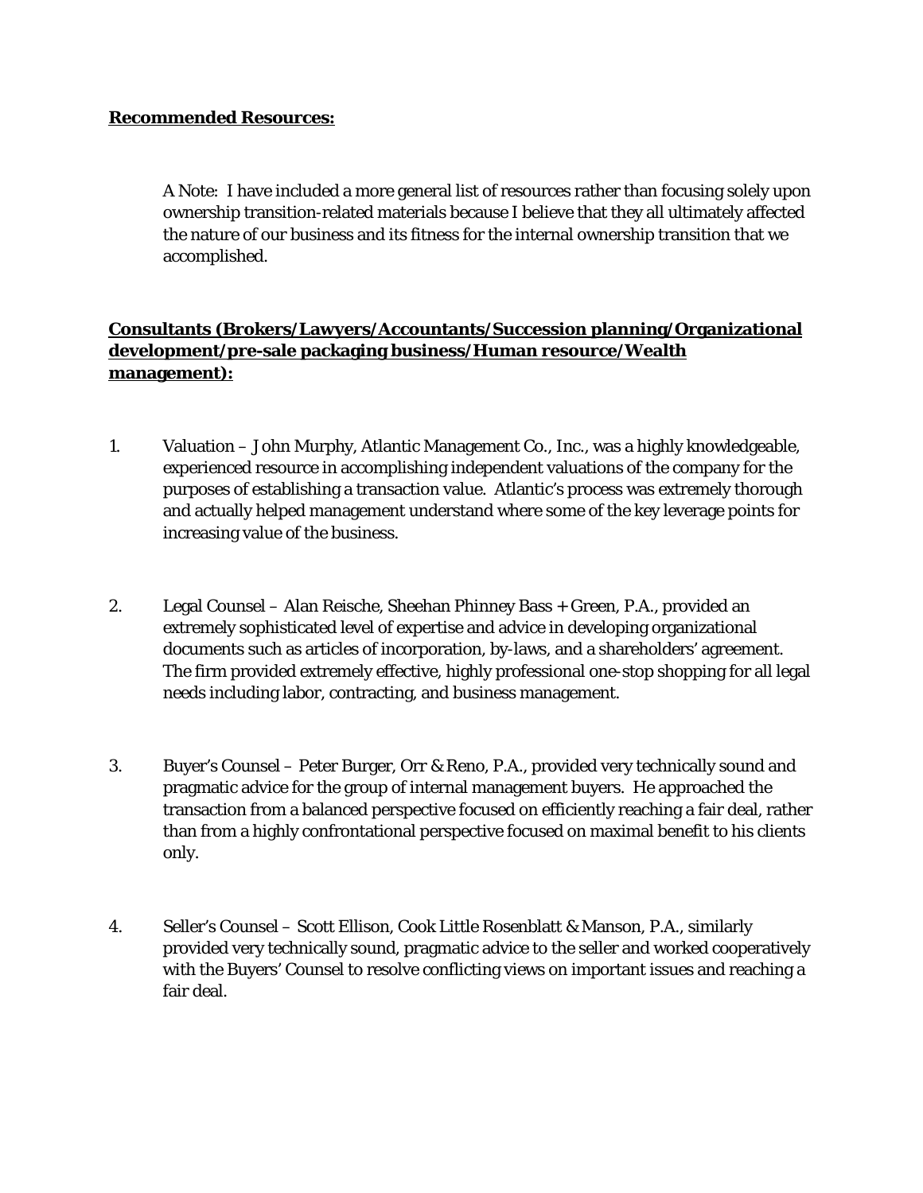**Recommended Resources:**

A Note: I have included a more general list of resources rather than focusing solely upon ownership transition-related materials because I believe that they all ultimately affected the nature of our business and its fitness for the internal ownership transition that we accomplished.

**Consultants (Brokers/Lawyers/Accountants/Succession planning/Organizational development/pre-sale packaging business/Human resource/Wealth management):**

1. Valuation – John Murphy, Atlantic Management Co., Inc., was a highly knowledgeable, experienced resource in accomplishing independent valuations of the company for the purposes of establishing a transaction value. Atlantic's process was extremely thorough and actually helped management understand where some of the key leverage points for increasing value of the business.

2. Legal Counsel – Alan Reische, Sheehan Phinney Bass + Green, P.A., provided an extremely sophisticated level of expertise and advice in developing organizational documents such as articles of incorporation, by-laws, and a shareholders' agreement. The firm provided extremely effective, highly professional one-stop shopping for all legal needs including labor, contracting, and business management.

3. Buyer's Counsel – Peter Burger, Orr & Reno, P.A., provided very technically sound and pragmatic advice for the group of internal management buyers. He approached the transaction from a balanced perspective focused on efficiently reaching a fair deal, rather than from a highly confrontational perspective focused on maximal benefit to his clients only.

4. Seller's Counsel – Scott Ellison, Cook Little Rosenblatt & Manson, P.A., similarly provided very technically sound, pragmatic advice to the seller and worked cooperatively with the Buyers' Counsel to resolve conflicting views on important issues and reaching a fair deal.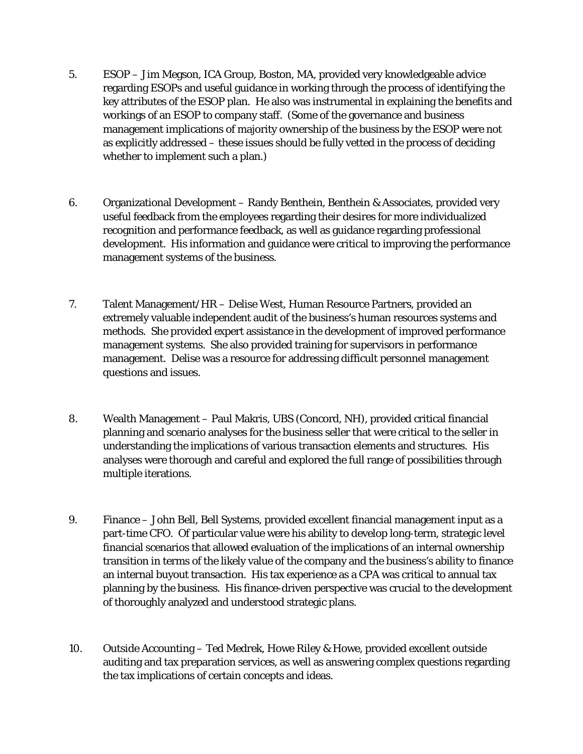5. ESOP – Jim Megson, ICA Group, Boston, MA, provided very knowledgeable advice regarding ESOPs and useful guidance in working through the process of identifying the key attributes of the ESOP plan. He also was instrumental in explaining the benefits and workings of an ESOP to company staff. (Some of the governance and business management implications of majority ownership of the business by the ESOP were not as explicitly addressed – these issues should be fully vetted in the process of deciding whether to implement such a plan.)

6. Organizational Development – Randy Benthein, Benthein & Associates, provided very useful feedback from the employees regarding their desires for more individualized recognition and performance feedback, as well as guidance regarding professional development. His information and guidance were critical to improving the performance management systems of the business.

7. Talent Management/HR – Delise West, Human Resource Partners, provided an extremely valuable independent audit of the business's human resources systems and methods. She provided expert assistance in the development of improved performance management systems. She also provided training for supervisors in performance management. Delise was a resource for addressing difficult personnel management questions and issues.

8. Wealth Management – Paul Makris, UBS (Concord, NH), provided critical financial planning and scenario analyses for the business seller that were critical to the seller in understanding the implications of various transaction elements and structures. His analyses were thorough and careful and explored the full range of possibilities through multiple iterations.

9. Finance – John Bell, Bell Systems, provided excellent financial management input as a part-time CFO. Of particular value were his ability to develop long-term, strategic level financial scenarios that allowed evaluation of the implications of an internal ownership transition in terms of the likely value of the company and the business's ability to finance an internal buyout transaction. His tax experience as a CPA was critical to annual tax planning by the business. His finance-driven perspective was crucial to the development of thoroughly analyzed and understood strategic plans.

10. Outside Accounting – Ted Medrek, Howe Riley & Howe, provided excellent outside auditing and tax preparation services, as well as answering complex questions regarding the tax implications of certain concepts and ideas.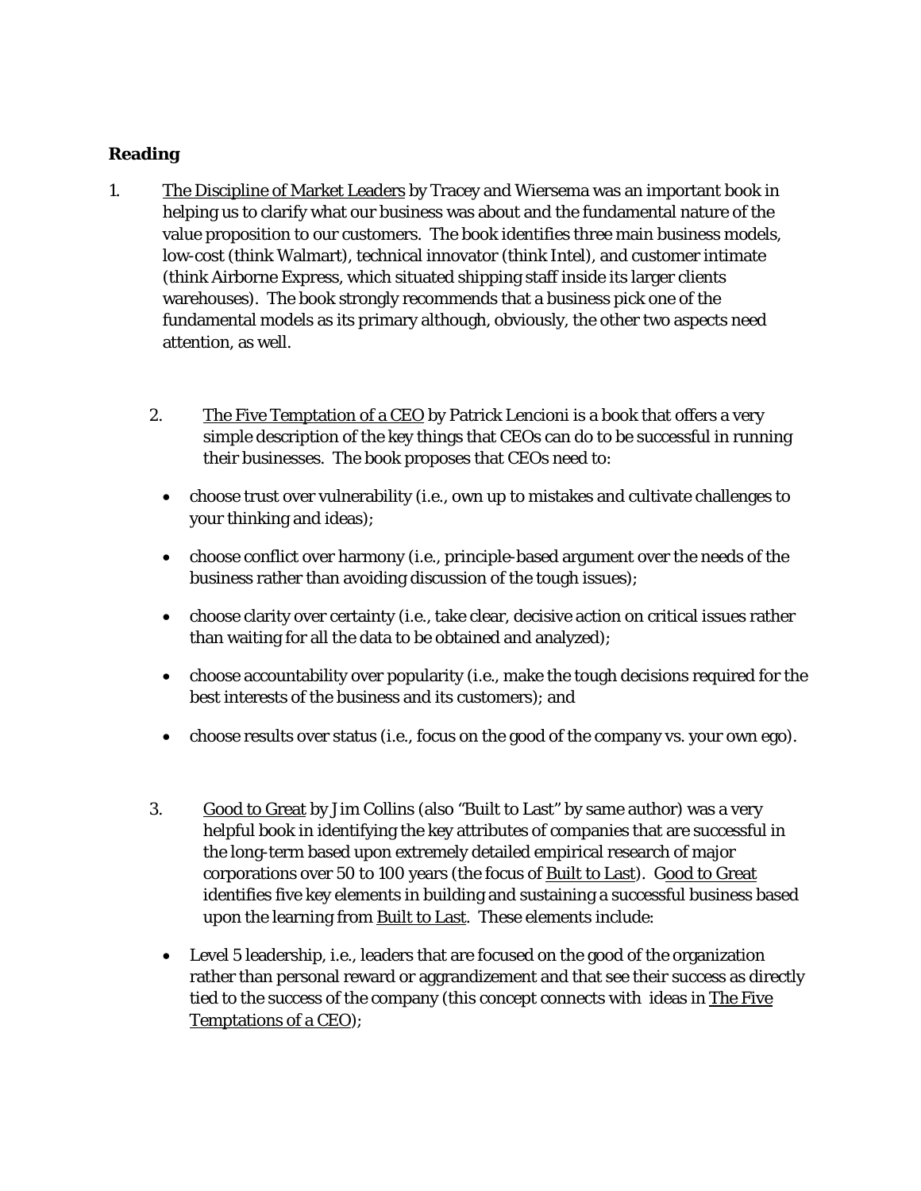**Reading**

1. The Discipline of Market Leaders by Tracey and Wiersema was an important book in helping us to clarify what our business was about and the fundamental nature of the value proposition to our customers. The book identifies three main business models, low-cost (think Walmart), technical innovator (think Intel), and customer intimate (think Airborne Express, which situated shipping staff inside its larger clients warehouses). The book strongly recommends that a business pick one of the fundamental models as its primary although, obviously, the other two aspects need attention, as well.

2. The Five Temptation of a CEO by Patrick Lencioni is a book that offers a very simple description of the key things that CEOs can do to be successful in running their businesses. The book proposes that CEOs need to:

- choose trust over vulnerability (i.e., own up to mistakes and cultivate challenges to your thinking and ideas);
- choose conflict over harmony (i.e., principle-based argument over the needs of the business rather than avoiding discussion of the tough issues);
- choose clarity over certainty (i.e., take clear, decisive action on critical issues rather than waiting for all the data to be obtained and analyzed);
- choose accountability over popularity (i.e., make the tough decisions required for the best interests of the business and its customers); and
- choose results over status (i.e., focus on the good of the company vs. your own ego).

3. Good to Great by Jim Collins (also "Built to Last" by same author) was a very helpful book in identifying the key attributes of companies that are successful in the long-term based upon extremely detailed empirical research of major corporations over 50 to 100 years (the focus of Built to Last). Good to Great identifies five key elements in building and sustaining a successful business based upon the learning from Built to Last. These elements include:

- Level 5 leadership, i.e., leaders that are focused on the good of the organization rather than personal reward or aggrandizement and that see their success as directly tied to the success of the company (this concept connects with ideas in The Five Temptations of a CEO);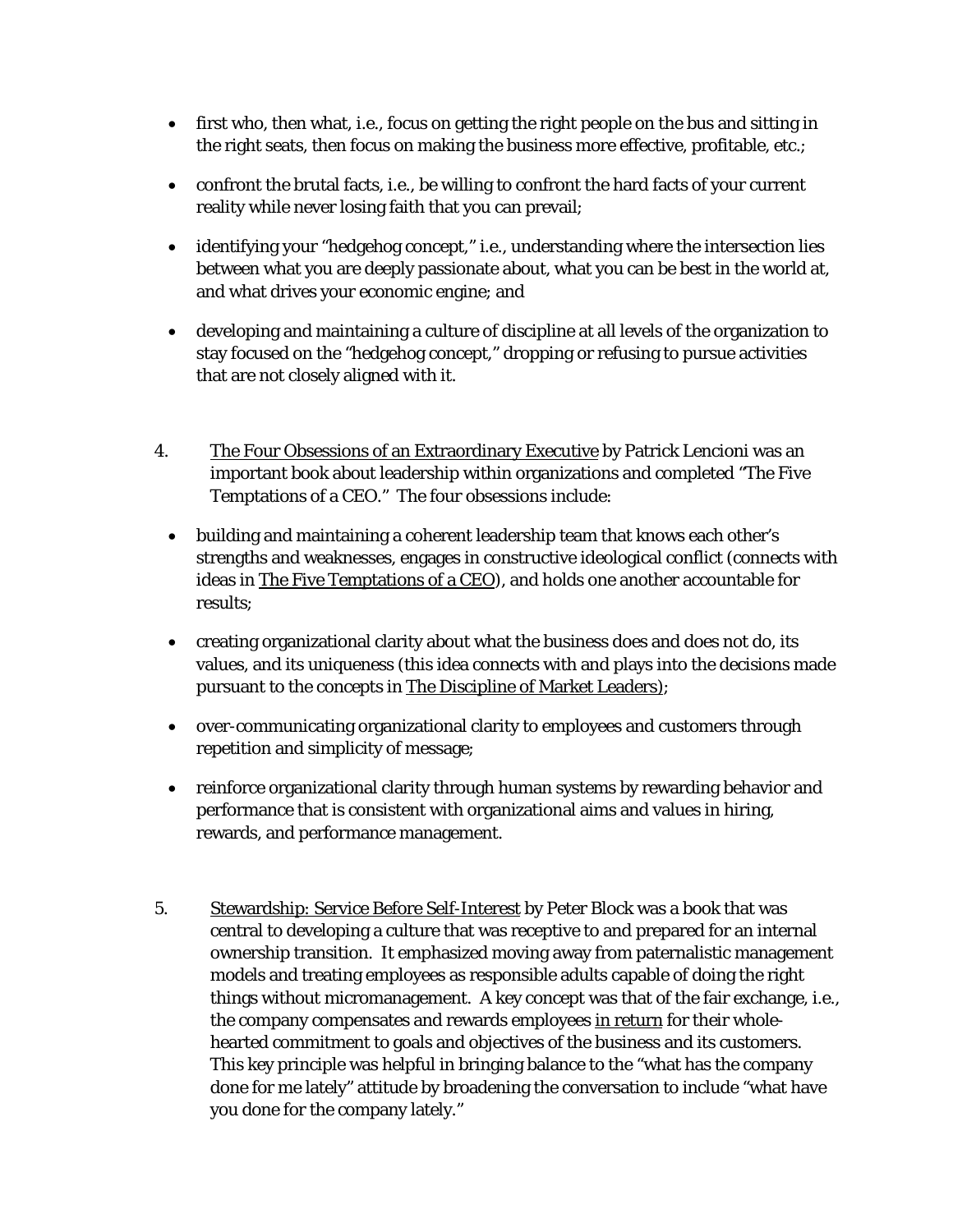- first who, then what, i.e., focus on getting the right people on the bus and sitting in the right seats, then focus on making the business more effective, profitable, etc.;

- confront the brutal facts, i.e., be willing to confront the hard facts of your current reality while never losing faith that you can prevail;

- identifying your "hedgehog concept," i.e., understanding where the intersection lies between what you are deeply passionate about, what you can be best in the world at, and what drives your economic engine; and

- developing and maintaining a culture of discipline at all levels of the organization to stay focused on the "hedgehog concept," dropping or refusing to pursue activities that are not closely aligned with it.

4. <u>The Four Obsessions of an Extraordinary Executive</u> by Patrick Lencioni was an important book about leadership within organizations and completed "The Five Temptations of a CEO." The four obsessions include:

   - building and maintaining a coherent leadership team that knows each other's strengths and weaknesses, engages in constructive ideological conflict (connects with ideas in <u>The Five Temptations of a CEO</u>), and holds one another accountable for results;

   - creating organizational clarity about what the business does and does not do, its values, and its uniqueness (this idea connects with and plays into the decisions made pursuant to the concepts in <u>The Discipline of Market Leaders</u>);

   - over-communicating organizational clarity to employees and customers through repetition and simplicity of message;

   - reinforce organizational clarity through human systems by rewarding behavior and performance that is consistent with organizational aims and values in hiring, rewards, and performance management.

5. <u>Stewardship: Service Before Self-Interest</u> by Peter Block was a book that was central to developing a culture that was receptive to and prepared for an internal ownership transition. It emphasized moving away from paternalistic management models and treating employees as responsible adults capable of doing the right things without micromanagement. A key concept was that of the fair exchange, i.e., the company compensates and rewards employees <u>in return</u> for their whole-hearted commitment to goals and objectives of the business and its customers. This key principle was helpful in bringing balance to the "what has the company done for me lately" attitude by broadening the conversation to include "what have you done for the company lately."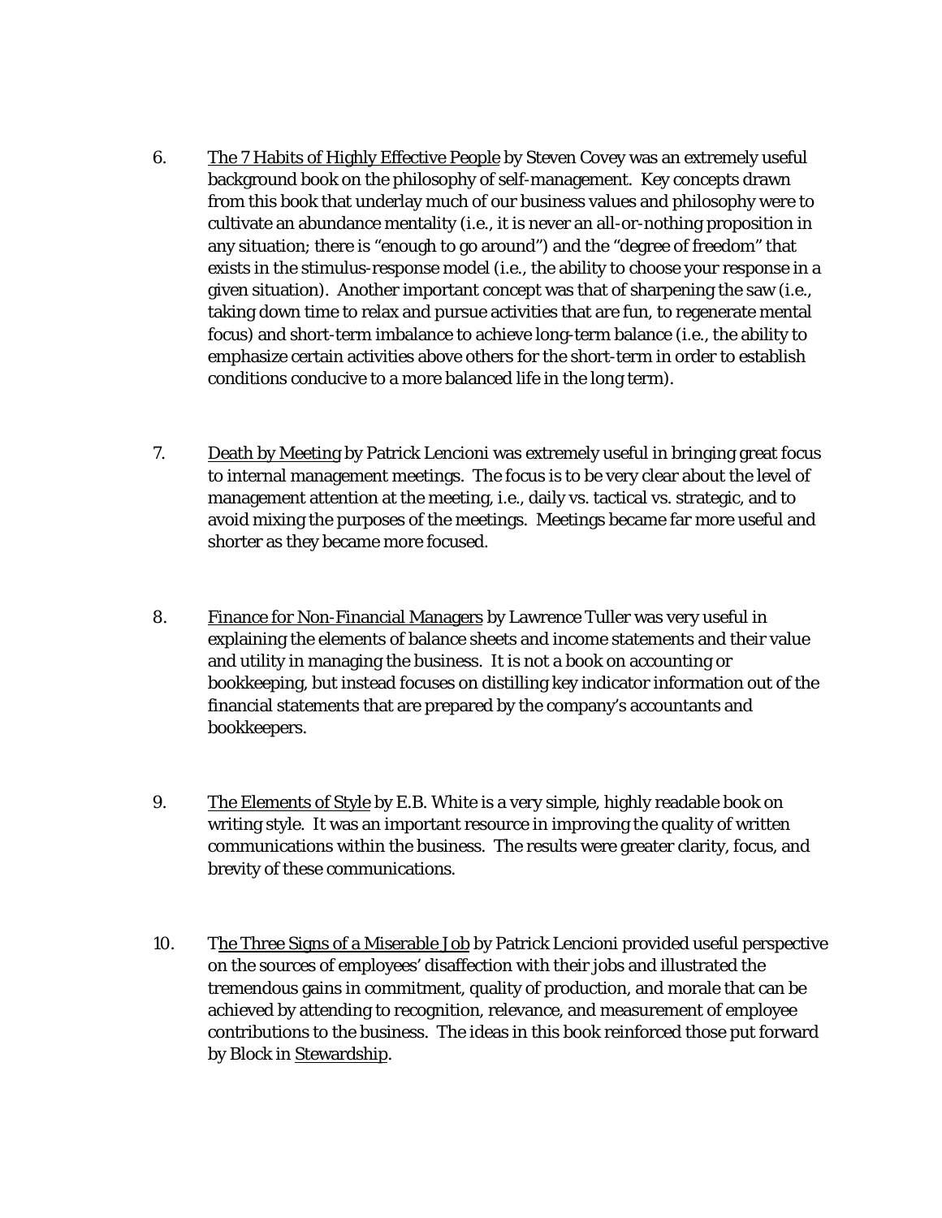6. The 7 Habits of Highly Effective People by Steven Covey was an extremely useful background book on the philosophy of self-management. Key concepts drawn from this book that underlay much of our business values and philosophy were to cultivate an abundance mentality (i.e., it is never an all-or-nothing proposition in any situation; there is "enough to go around") and the "degree of freedom" that exists in the stimulus-response model (i.e., the ability to choose your response in a given situation). Another important concept was that of sharpening the saw (i.e., taking down time to relax and pursue activities that are fun, to regenerate mental focus) and short-term imbalance to achieve long-term balance (i.e., the ability to emphasize certain activities above others for the short-term in order to establish conditions conducive to a more balanced life in the long term).

7. Death by Meeting by Patrick Lencioni was extremely useful in bringing great focus to internal management meetings. The focus is to be very clear about the level of management attention at the meeting, i.e., daily vs. tactical vs. strategic, and to avoid mixing the purposes of the meetings. Meetings became far more useful and shorter as they became more focused.

8. Finance for Non-Financial Managers by Lawrence Tuller was very useful in explaining the elements of balance sheets and income statements and their value and utility in managing the business. It is not a book on accounting or bookkeeping, but instead focuses on distilling key indicator information out of the financial statements that are prepared by the company's accountants and bookkeepers.

9. The Elements of Style by E.B. White is a very simple, highly readable book on writing style. It was an important resource in improving the quality of written communications within the business. The results were greater clarity, focus, and brevity of these communications.

10. The Three Signs of a Miserable Job by Patrick Lencioni provided useful perspective on the sources of employees' disaffection with their jobs and illustrated the tremendous gains in commitment, quality of production, and morale that can be achieved by attending to recognition, relevance, and measurement of employee contributions to the business. The ideas in this book reinforced those put forward by Block in Stewardship.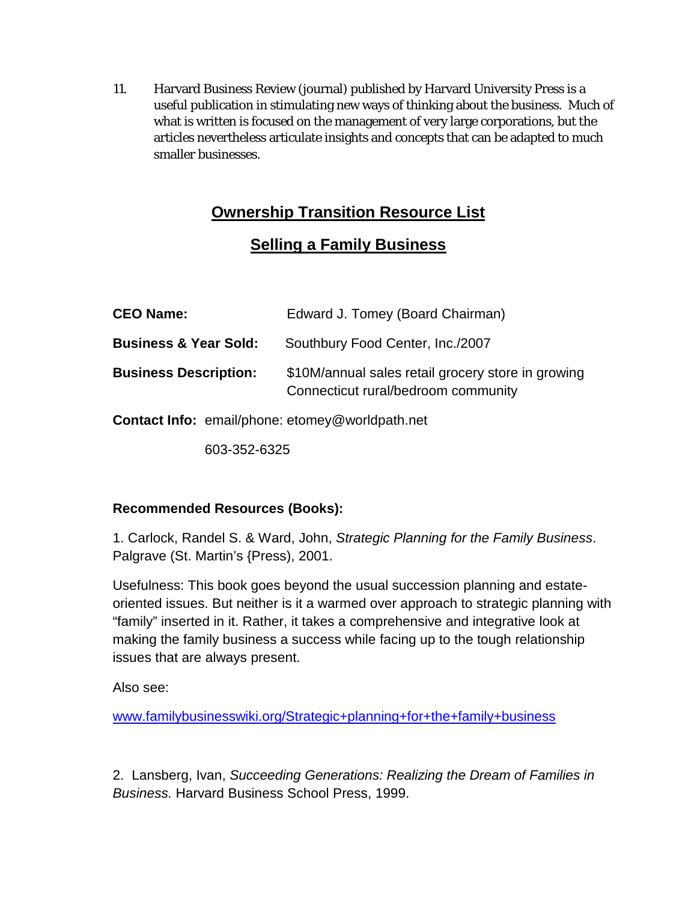11. Harvard Business Review (journal) published by Harvard University Press is a useful publication in stimulating new ways of thinking about the business. Much of what is written is focused on the management of very large corporations, but the articles nevertheless articulate insights and concepts that can be adapted to much smaller businesses.

## Ownership Transition Resource List

## Selling a Family Business

**CEO Name:** Edward J. Tomey (Board Chairman)

**Business & Year Sold:** Southbury Food Center, Inc./2007

**Business Description:** $10M/annual sales retail grocery store in growing Connecticut rural/bedroom community

**Contact Info:** email/phone: etomey@worldpath.net

603-352-6325

**Recommended Resources (Books):**

1. Carlock, Randel S. & Ward, John, *Strategic Planning for the Family Business*. Palgrave (St. Martin's {Press), 2001.

Usefulness: This book goes beyond the usual succession planning and estate-oriented issues. But neither is it a warmed over approach to strategic planning with "family" inserted in it. Rather, it takes a comprehensive and integrative look at making the family business a success while facing up to the tough relationship issues that are always present.

Also see:

www.familybusinesswiki.org/Strategic+planning+for+the+family+business

2. Lansberg, Ivan, *Succeeding Generations: Realizing the Dream of Families in Business.* Harvard Business School Press, 1999.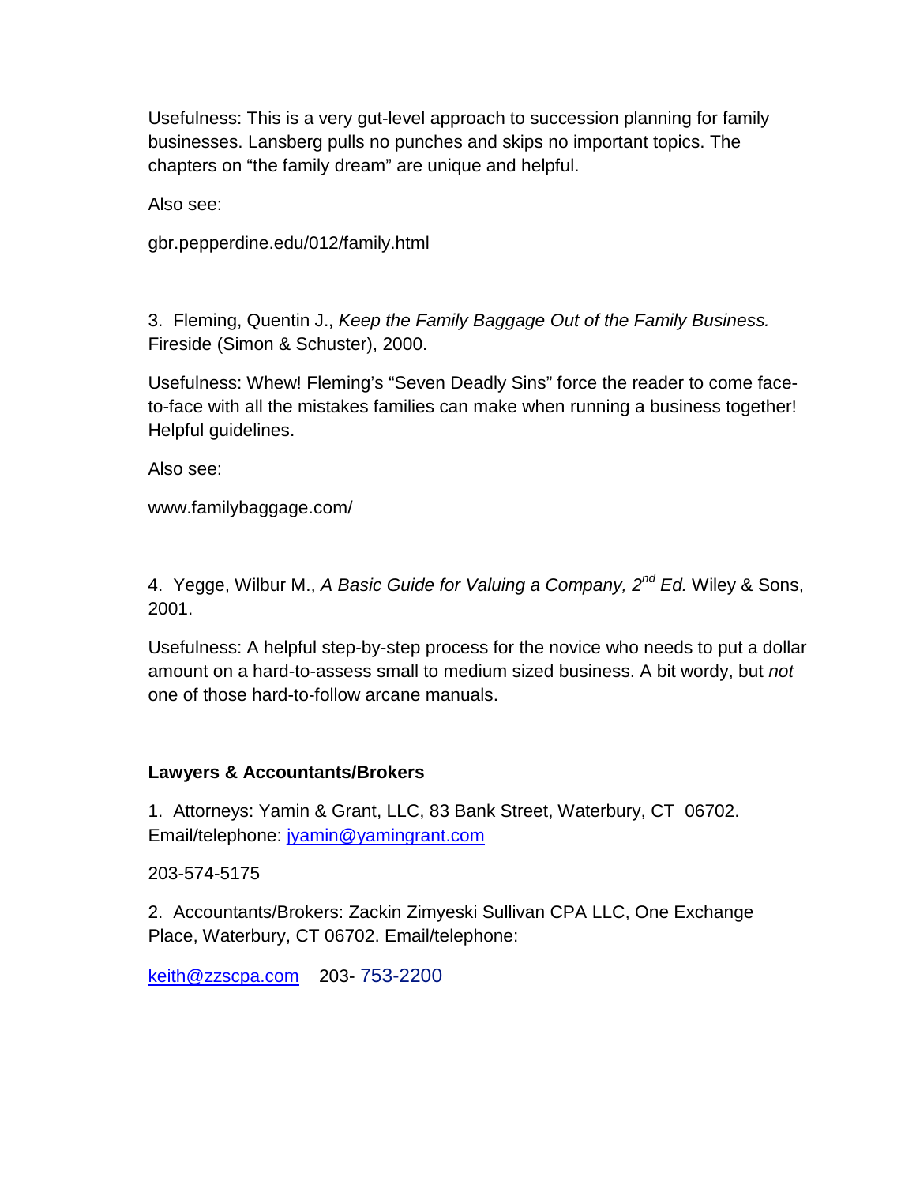Usefulness: This is a very gut-level approach to succession planning for family businesses. Lansberg pulls no punches and skips no important topics. The chapters on "the family dream" are unique and helpful.

Also see:

gbr.pepperdine.edu/012/family.html

3. Fleming, Quentin J., *Keep the Family Baggage Out of the Family Business.* Fireside (Simon & Schuster), 2000.

Usefulness: Whew! Fleming's "Seven Deadly Sins" force the reader to come face-to-face with all the mistakes families can make when running a business together! Helpful guidelines.

Also see:

www.familybaggage.com/

4. Yegge, Wilbur M., *A Basic Guide for Valuing a Company, 2nd Ed.* Wiley & Sons, 2001.

Usefulness: A helpful step-by-step process for the novice who needs to put a dollar amount on a hard-to-assess small to medium sized business. A bit wordy, but *not* one of those hard-to-follow arcane manuals.

**Lawyers & Accountants/Brokers**

1. Attorneys: Yamin & Grant, LLC, 83 Bank Street, Waterbury, CT 06702. Email/telephone: jyamin@yamingrant.com

203-574-5175

2. Accountants/Brokers: Zackin Zimyeski Sullivan CPA LLC, One Exchange Place, Waterbury, CT 06702. Email/telephone:

keith@zzscpa.com 203- 753-2200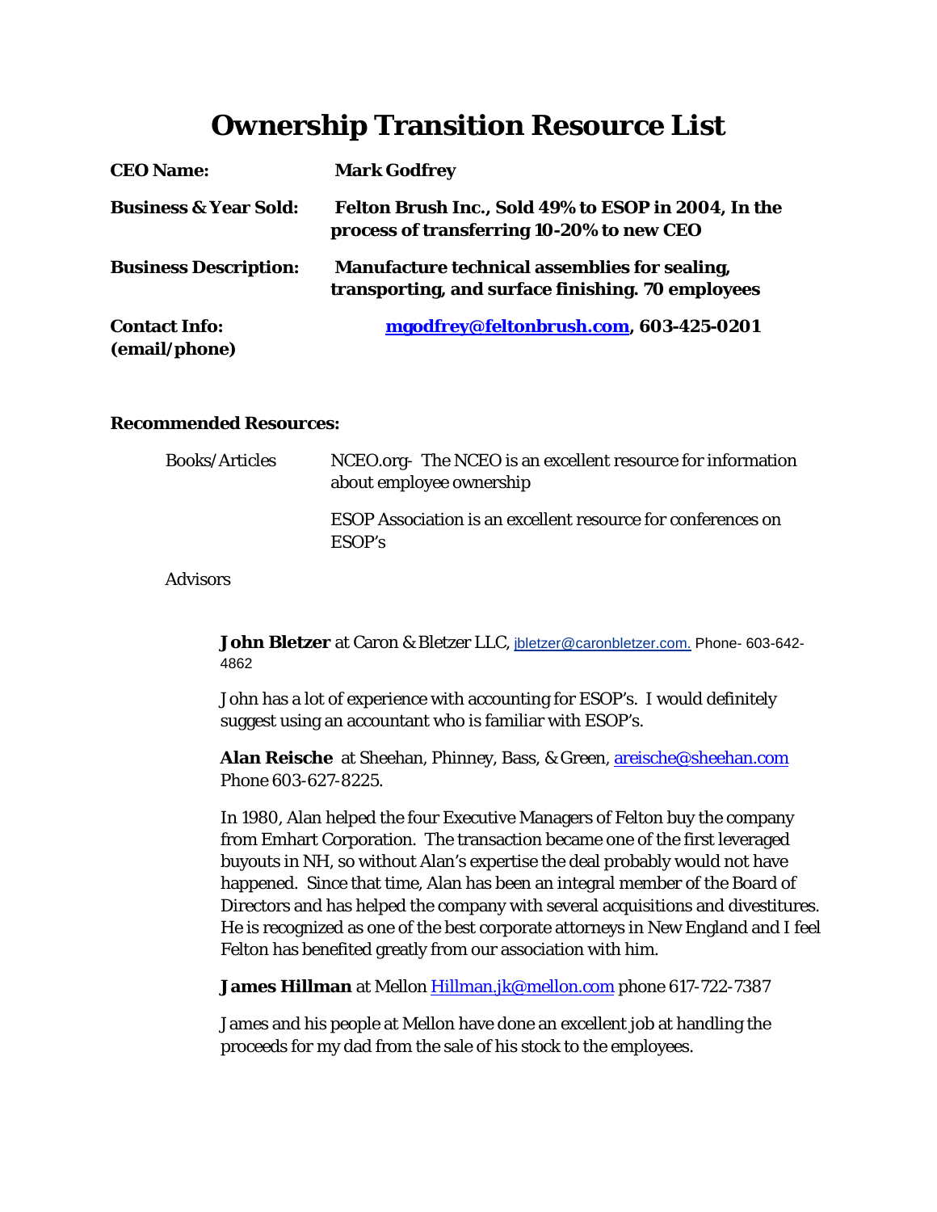# Ownership Transition Resource List

**CEO Name:** **Mark Godfrey**

**Business & Year Sold:** **Felton Brush Inc., Sold 49% to ESOP in 2004, In the process of transferring 10-20% to new CEO**

**Business Description:** **Manufacture technical assemblies for sealing, transporting, and surface finishing. 70 employees**

**Contact Info: (email/phone)** **mgodfrey@feltonbrush.com, 603-425-0201**

**Recommended Resources:**

Books/Articles

NCEO.org- The NCEO is an excellent resource for information about employee ownership

ESOP Association is an excellent resource for conferences on ESOP's

Advisors

**John Bletzer** at Caron & Bletzer LLC, jbletzer@caronbletzer.com. Phone- 603-642-4862

John has a lot of experience with accounting for ESOP's. I would definitely suggest using an accountant who is familiar with ESOP's.

**Alan Reische** at Sheehan, Phinney, Bass, & Green, areische@sheehan.com Phone 603-627-8225.

In 1980, Alan helped the four Executive Managers of Felton buy the company from Emhart Corporation. The transaction became one of the first leveraged buyouts in NH, so without Alan's expertise the deal probably would not have happened. Since that time, Alan has been an integral member of the Board of Directors and has helped the company with several acquisitions and divestitures. He is recognized as one of the best corporate attorneys in New England and I feel Felton has benefited greatly from our association with him.

**James Hillman** at Mellon Hillman.jk@mellon.com phone 617-722-7387

James and his people at Mellon have done an excellent job at handling the proceeds for my dad from the sale of his stock to the employees.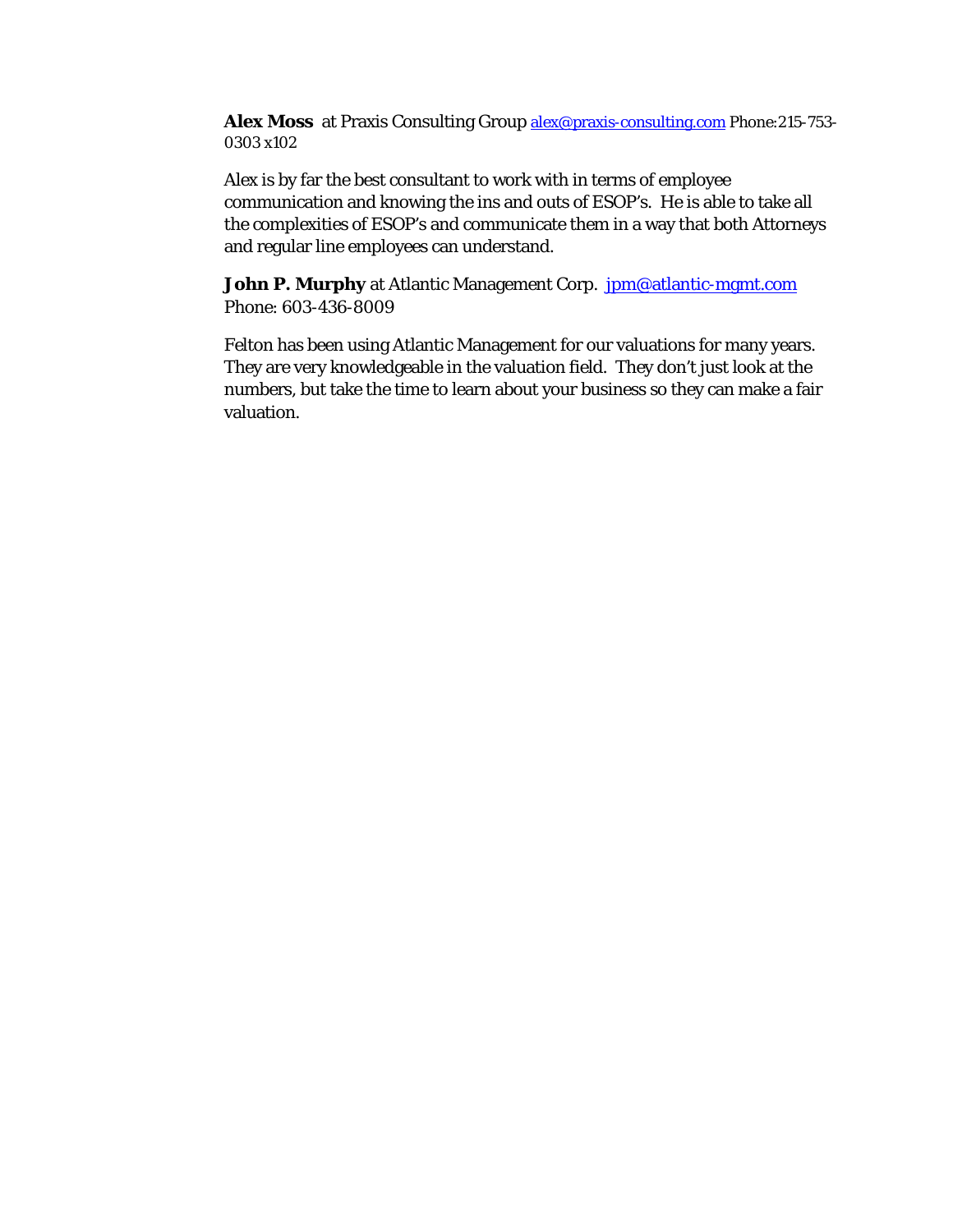**Alex Moss** at Praxis Consulting Group alex@praxis-consulting.com Phone:215-753-0303 x102

Alex is by far the best consultant to work with in terms of employee communication and knowing the ins and outs of ESOP's. He is able to take all the complexities of ESOP's and communicate them in a way that both Attorneys and regular line employees can understand.

**John P. Murphy** at Atlantic Management Corp. jpm@atlantic-mgmt.com Phone: 603-436-8009

Felton has been using Atlantic Management for our valuations for many years. They are very knowledgeable in the valuation field. They don't just look at the numbers, but take the time to learn about your business so they can make a fair valuation.